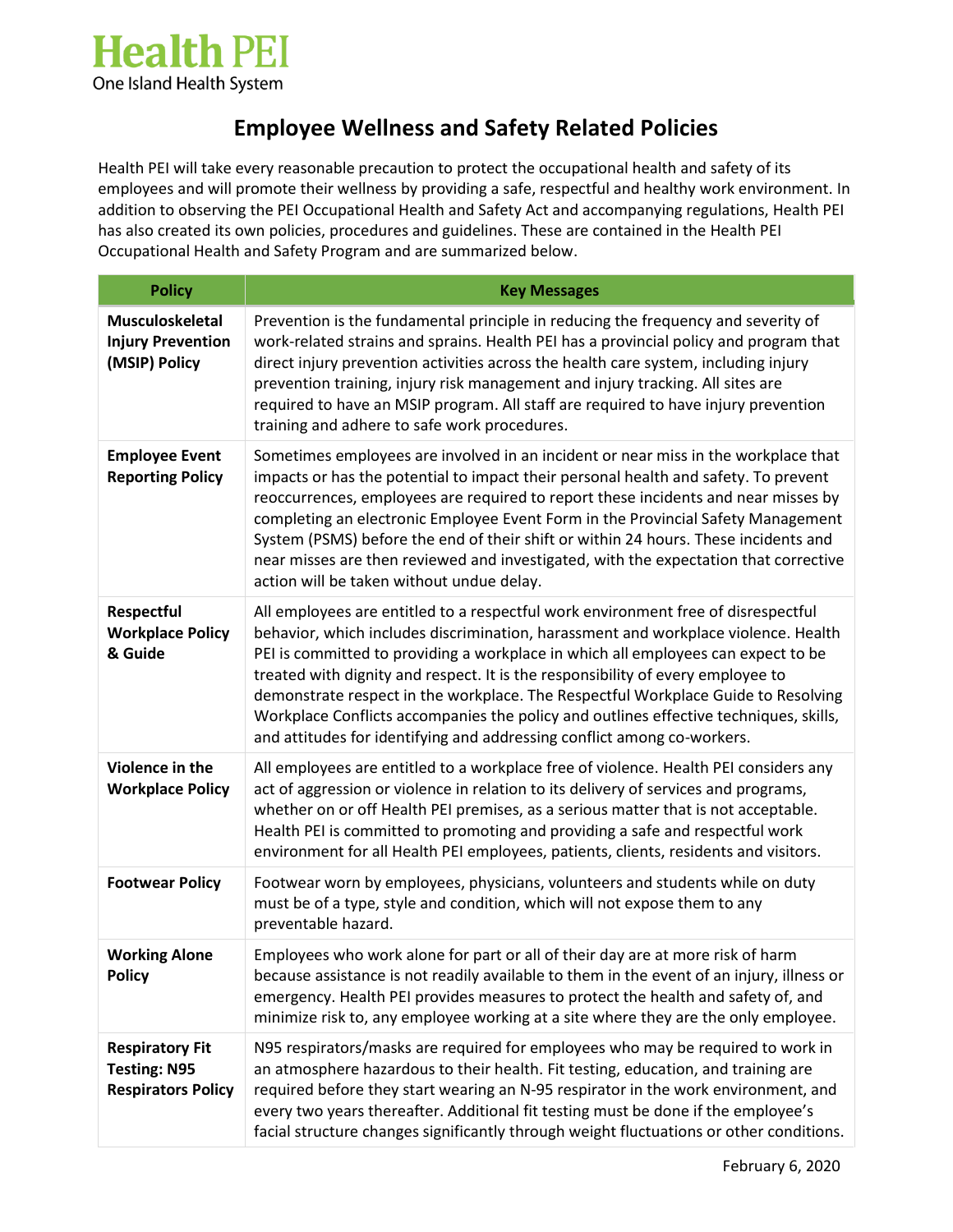Health PEI

One Island Health System

# Employee Wellness and Safety Related Policies

Health PEI will take every reasonable precaution to protect the occupational health and safety of its employees and will promote their wellness by providing a safe, respectful and healthy work environment. In addition to observing the PEI Occupational Health and Safety Act and accompanying regulations, Health PEI has also created its own policies, procedures and guidelines. These are contained in the Health PEI Occupational Health and Safety Program and are summarized below.

| Policy | Key Messages |
|---|---|
| **Musculoskeletal Injury Prevention (MSIP) Policy** | Prevention is the fundamental principle in reducing the frequency and severity of work-related strains and sprains. Health PEI has a provincial policy and program that direct injury prevention activities across the health care system, including injury prevention training, injury risk management and injury tracking. All sites are required to have an MSIP program. All staff are required to have injury prevention training and adhere to safe work procedures. |
| **Employee Event Reporting Policy** | Sometimes employees are involved in an incident or near miss in the workplace that impacts or has the potential to impact their personal health and safety. To prevent reoccurrences, employees are required to report these incidents and near misses by completing an electronic Employee Event Form in the Provincial Safety Management System (PSMS) before the end of their shift or within 24 hours. These incidents and near misses are then reviewed and investigated, with the expectation that corrective action will be taken without undue delay. |
| **Respectful Workplace Policy & Guide** | All employees are entitled to a respectful work environment free of disrespectful behavior, which includes discrimination, harassment and workplace violence. Health PEI is committed to providing a workplace in which all employees can expect to be treated with dignity and respect. It is the responsibility of every employee to demonstrate respect in the workplace. The Respectful Workplace Guide to Resolving Workplace Conflicts accompanies the policy and outlines effective techniques, skills, and attitudes for identifying and addressing conflict among co-workers. |
| **Violence in the Workplace Policy** | All employees are entitled to a workplace free of violence. Health PEI considers any act of aggression or violence in relation to its delivery of services and programs, whether on or off Health PEI premises, as a serious matter that is not acceptable. Health PEI is committed to promoting and providing a safe and respectful work environment for all Health PEI employees, patients, clients, residents and visitors. |
| **Footwear Policy** | Footwear worn by employees, physicians, volunteers and students while on duty must be of a type, style and condition, which will not expose them to any preventable hazard. |
| **Working Alone Policy** | Employees who work alone for part or all of their day are at more risk of harm because assistance is not readily available to them in the event of an injury, illness or emergency. Health PEI provides measures to protect the health and safety of, and minimize risk to, any employee working at a site where they are the only employee. |
| **Respiratory Fit Testing: N95 Respirators Policy** | N95 respirators/masks are required for employees who may be required to work in an atmosphere hazardous to their health. Fit testing, education, and training are required before they start wearing an N-95 respirator in the work environment, and every two years thereafter. Additional fit testing must be done if the employee's facial structure changes significantly through weight fluctuations or other conditions. |

February 6, 2020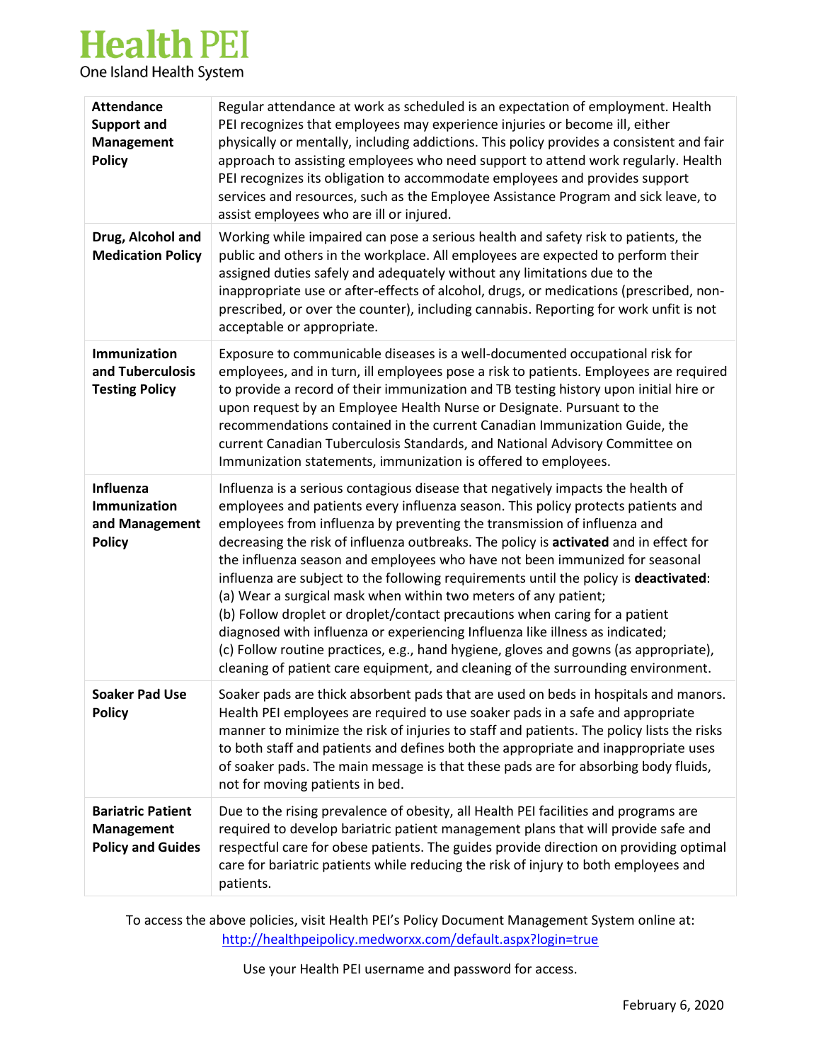# Health PEI

One Island Health System

| | |
|---|---|
| **Attendance Support and Management Policy** | Regular attendance at work as scheduled is an expectation of employment. Health PEI recognizes that employees may experience injuries or become ill, either physically or mentally, including addictions. This policy provides a consistent and fair approach to assisting employees who need support to attend work regularly. Health PEI recognizes its obligation to accommodate employees and provides support services and resources, such as the Employee Assistance Program and sick leave, to assist employees who are ill or injured. |
| **Drug, Alcohol and Medication Policy** | Working while impaired can pose a serious health and safety risk to patients, the public and others in the workplace. All employees are expected to perform their assigned duties safely and adequately without any limitations due to the inappropriate use or after-effects of alcohol, drugs, or medications (prescribed, non-prescribed, or over the counter), including cannabis. Reporting for work unfit is not acceptable or appropriate. |
| **Immunization and Tuberculosis Testing Policy** | Exposure to communicable diseases is a well-documented occupational risk for employees, and in turn, ill employees pose a risk to patients. Employees are required to provide a record of their immunization and TB testing history upon initial hire or upon request by an Employee Health Nurse or Designate. Pursuant to the recommendations contained in the current Canadian Immunization Guide, the current Canadian Tuberculosis Standards, and National Advisory Committee on Immunization statements, immunization is offered to employees. |
| **Influenza Immunization and Management Policy** | Influenza is a serious contagious disease that negatively impacts the health of employees and patients every influenza season. This policy protects patients and employees from influenza by preventing the transmission of influenza and decreasing the risk of influenza outbreaks. The policy is **activated** and in effect for the influenza season and employees who have not been immunized for seasonal influenza are subject to the following requirements until the policy is **deactivated**:<br>(a) Wear a surgical mask when within two meters of any patient;<br>(b) Follow droplet or droplet/contact precautions when caring for a patient diagnosed with influenza or experiencing Influenza like illness as indicated;<br>(c) Follow routine practices, e.g., hand hygiene, gloves and gowns (as appropriate), cleaning of patient care equipment, and cleaning of the surrounding environment. |
| **Soaker Pad Use Policy** | Soaker pads are thick absorbent pads that are used on beds in hospitals and manors. Health PEI employees are required to use soaker pads in a safe and appropriate manner to minimize the risk of injuries to staff and patients. The policy lists the risks to both staff and patients and defines both the appropriate and inappropriate uses of soaker pads. The main message is that these pads are for absorbing body fluids, not for moving patients in bed. |
| **Bariatric Patient Management Policy and Guides** | Due to the rising prevalence of obesity, all Health PEI facilities and programs are required to develop bariatric patient management plans that will provide safe and respectful care for obese patients. The guides provide direction on providing optimal care for bariatric patients while reducing the risk of injury to both employees and patients. |

To access the above policies, visit Health PEI's Policy Document Management System online at: http://healthpeipolicy.medworxx.com/default.aspx?login=true

Use your Health PEI username and password for access.

February 6, 2020